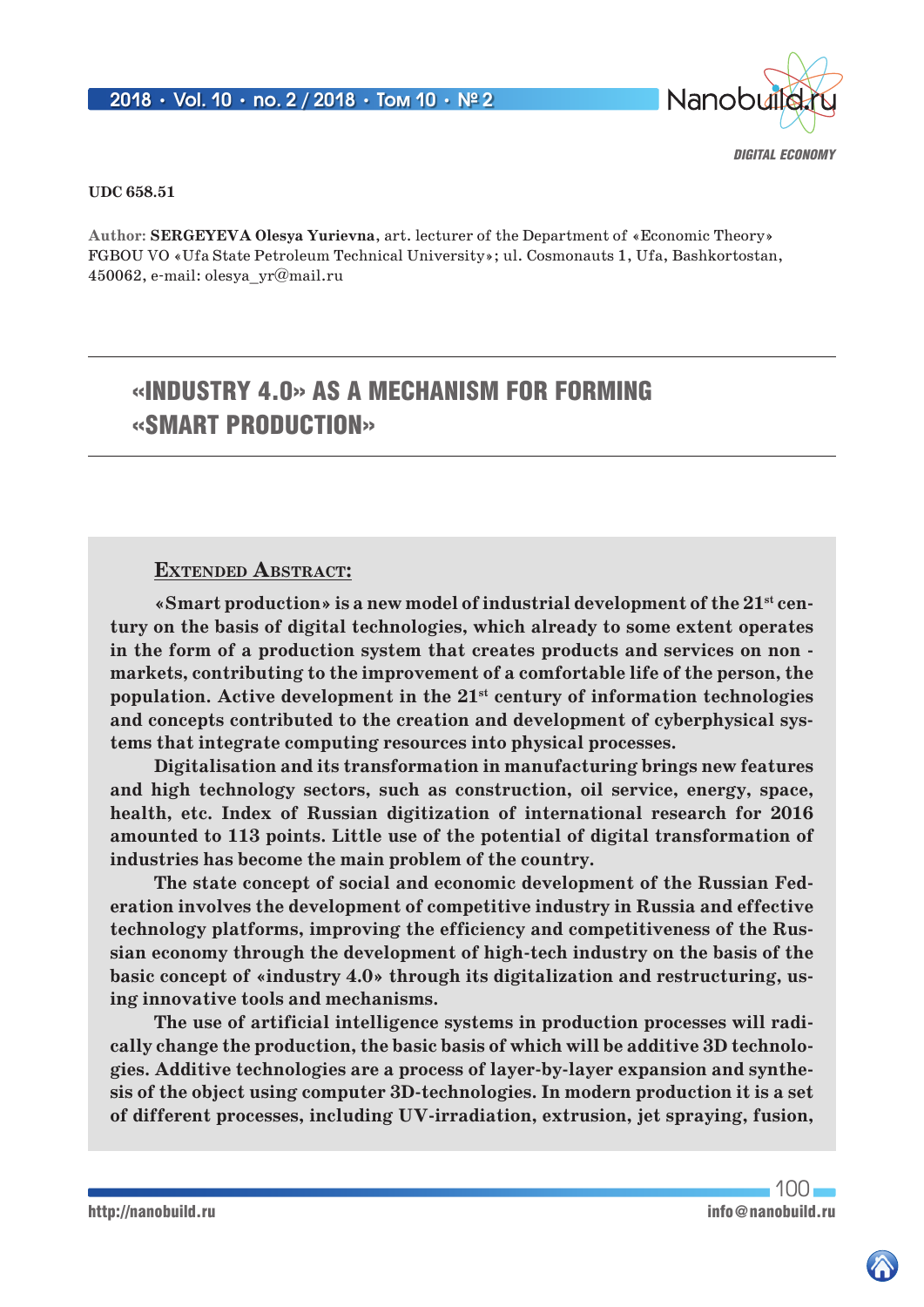DIGITAL ECONOMY

UDC 658.51

Author: **SERGEYEVA Olesya Yurievna**, art. lecturer of the Department of «Economic Theory» FGBOU VO «Ufa State Petroleum Technical University»; ul. Cosmonauts 1, Ufa, Bashkortostan, 450062, e-mail: olesya_yr@mail.ru

# «INDUSTRY 4.0» AS A MECHANISM FOR FORMING «SMART PRODUCTION»

**Extended Abstract:**

**«Smart production» is a new model of industrial development of the 21st century on the basis of digital technologies, which already to some extent operates in the form of a production system that creates products and services on non - markets, contributing to the improvement of a comfortable life of the person, the population. Active development in the 21st century of information technologies and concepts contributed to the creation and development of cyberphysical systems that integrate computing resources into physical processes.**

**Digitalisation and its transformation in manufacturing brings new features and high technology sectors, such as construction, oil service, energy, space, health, etc. Index of Russian digitization of international research for 2016 amounted to 113 points. Little use of the potential of digital transformation of industries has become the main problem of the country.**

**The state concept of social and economic development of the Russian Federation involves the development of competitive industry in Russia and effective technology platforms, improving the efficiency and competitiveness of the Russian economy through the development of high-tech industry on the basis of the basic concept of «industry 4.0» through its digitalization and restructuring, using innovative tools and mechanisms.**

**The use of artificial intelligence systems in production processes will radically change the production, the basic basis of which will be additive 3D technologies. Additive technologies are a process of layer-by-layer expansion and synthesis of the object using computer 3D-technologies. In modern production it is a set of different processes, including UV-irradiation, extrusion, jet spraying, fusion,**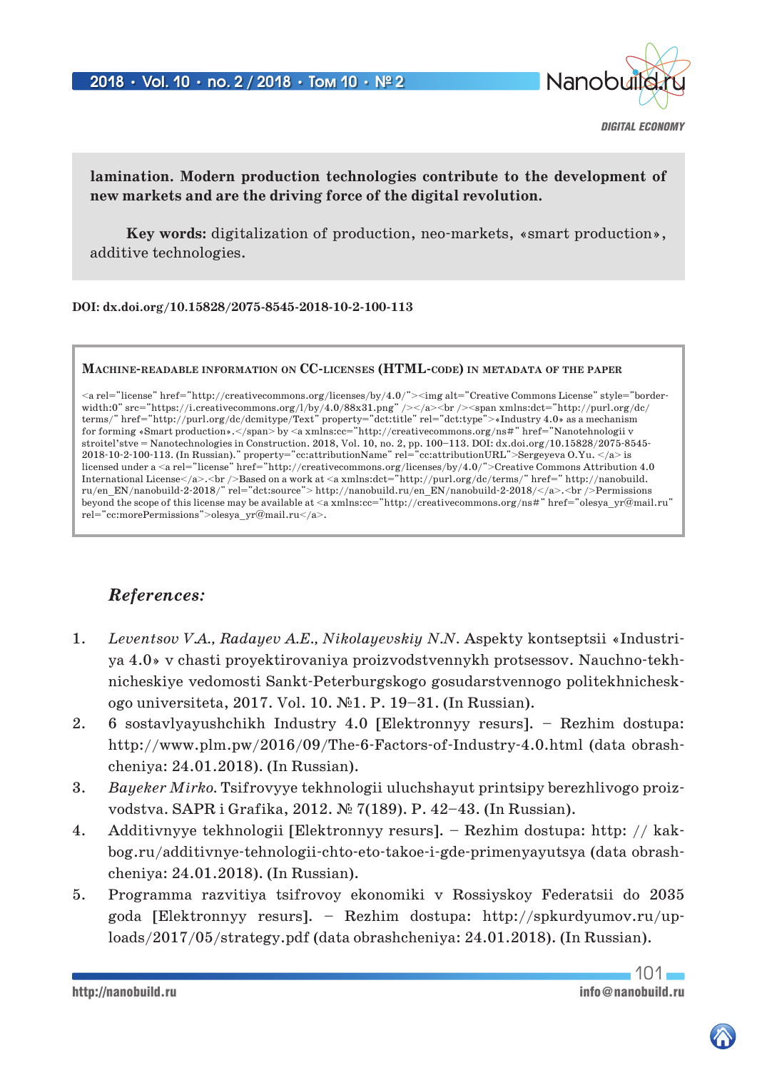**lamination. Modern production technologies contribute to the development of new markets and are the driving force of the digital revolution.**

**Key words:** digitalization of production, neo-markets, «smart production», additive technologies.

**DOI: dx.doi.org/10.15828/2075-8545-2018-10-2-100-113**

**Machine-readable information on CC-licenses (HTML-code) in metadata of the paper**

```
<a rel="license" href="http://creativecommons.org/licenses/by/4.0/"><img alt="Creative Commons License" style="border-width:0" src="https://i.creativecommons.org/l/by/4.0/88x31.png" /></a><br /><span xmlns:dct="http://purl.org/dc/terms/" href="http://purl.org/dc/dcmitype/Text" property="dct:title" rel="dct:type">«Industry 4.0» as a mechanism for forming «Smart production».</span> by <a xmlns:cc="http://creativecommons.org/ns#" href="Nanotehnologii v stroitel'stve = Nanotechnologies in Construction. 2018, Vol. 10, no. 2, pp. 100–113. DOI: dx.doi.org/10.15828/2075-8545-2018-10-2-100-113. (In Russian)." property="cc:attributionName" rel="cc:attributionURL">Sergeyeva O.Yu. </a> is licensed under a <a rel="license" href="http://creativecommons.org/licenses/by/4.0/">Creative Commons Attribution 4.0 International License</a>.<br />Based on a work at <a xmlns:dct="http://purl.org/dc/terms/" href=" http://nanobuild.ru/en_EN/nanobuild-2-2018/" rel="dct:source"> http://nanobuild.ru/en_EN/nanobuild-2-2018/</a>.<br />Permissions beyond the scope of this license may be available at <a xmlns:cc="http://creativecommons.org/ns#" href="olesya_yr@mail.ru" rel="cc:morePermissions">olesya_yr@mail.ru</a>.
```

## *References:*

1. *Leventsov V.A., Radayev A.E., Nikolayevskiy N.N.* Aspekty kontseptsii «Industriya 4.0» v chasti proyektirovaniya proizvodstvennykh protsessov. Nauchno-tekhnicheskiye vedomosti Sankt-Peterburgskogo gosudarstvennogo politekhnicheskogo universiteta, 2017. Vol. 10. №1. P. 19–31. (In Russian).
2. 6 sostavlyayushchikh Industry 4.0 [Elektronnyy resurs]. – Rezhim dostupa: http://www.plm.pw/2016/09/The-6-Factors-of-Industry-4.0.html (data obrashcheniya: 24.01.2018). (In Russian).
3. *Bayeker Mirko.* Tsifrovyye tekhnologii uluchshayut printsipy berezhlivogo proizvodstva. SAPR i Grafika, 2012. № 7(189). P. 42–43. (In Russian).
4. Additivnyye tekhnologii [Elektronnyy resurs]. – Rezhim dostupa: http: // kakbog.ru/additivnye-tehnologii-chto-eto-takoe-i-gde-primenyayutsya (data obrashcheniya: 24.01.2018). (In Russian).
5. Programma razvitiya tsifrovoy ekonomiki v Rossiyskoy Federatsii do 2035 goda [Elektronnyy resurs]. – Rezhim dostupa: http://spkurdyumov.ru/uploads/2017/05/strategy.pdf (data obrashcheniya: 24.01.2018). (In Russian).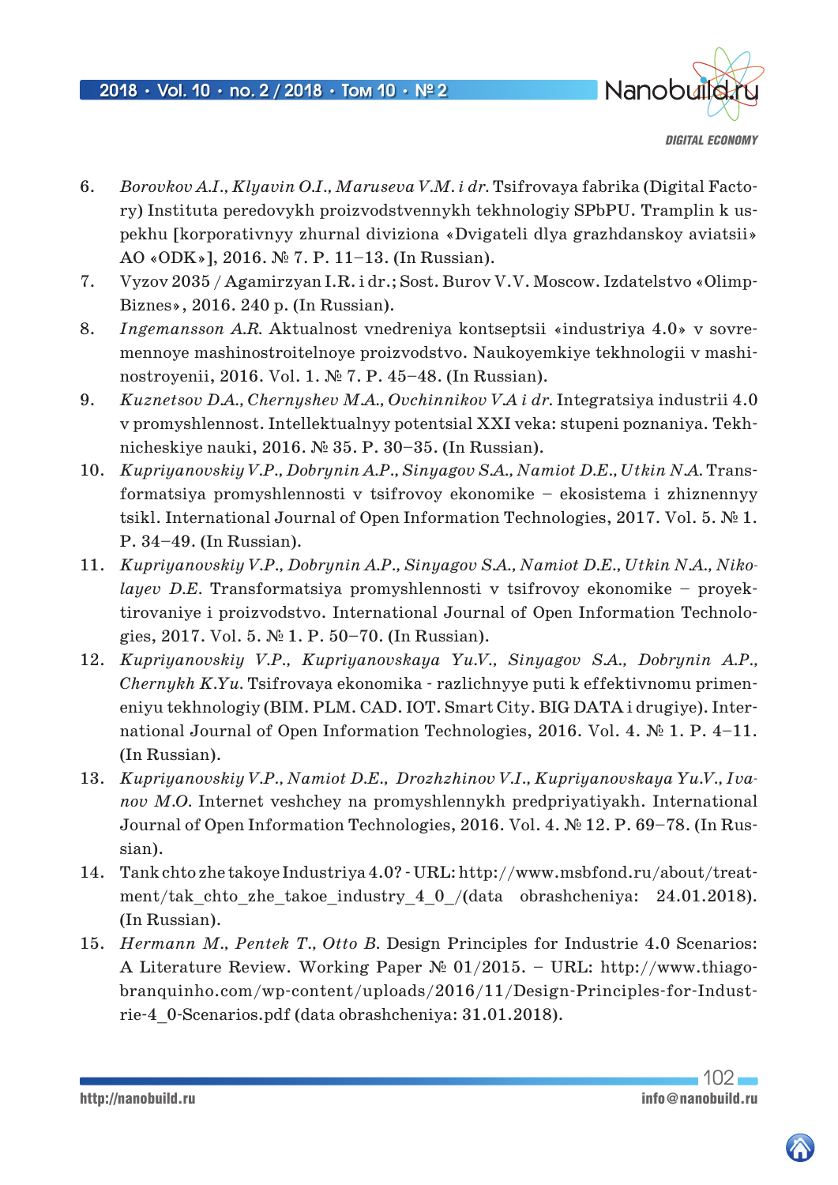6. *Borovkov A.I., Klyavin O.I., Maruseva V.M. i dr.* Tsifrovaya fabrika (Digital Factory) Instituta peredovykh proizvodstvennykh tekhnologiy SPbPU. Tramplin k uspekhu [korporativnyy zhurnal diviziona «Dvigateli dlya grazhdanskoy aviatsii» AO «ODK»], 2016. № 7. P. 11–13. (In Russian).
7. Vyzov 2035 / Agamirzyan I.R. i dr.; Sost. Burov V.V. Moscow. Izdatelstvo «Olimp-Biznes», 2016. 240 p. (In Russian).
8. *Ingemansson A.R.* Aktualnost vnedreniya kontseptsii «industriya 4.0» v sovremennoye mashinostroitelnoye proizvodstvo. Naukoyemkiye tekhnologii v mashinostroyenii, 2016. Vol. 1. № 7. P. 45–48. (In Russian).
9. *Kuznetsov D.A., Chernyshev M.A., Ovchinnikov V.A i dr.* Integratsiya industrii 4.0 v promyshlennost. Intellektualnyy potentsial XXI veka: stupeni poznaniya. Tekhnicheskiye nauki, 2016. № 35. P. 30–35. (In Russian).
10. *Kupriyanovskiy V.P., Dobrynin A.P., Sinyagov S.A., Namiot D.E., Utkin N.A.* Transformatsiya promyshlennosti v tsifrovoy ekonomike – ekosistema i zhiznennyy tsikl. International Journal of Open Information Technologies, 2017. Vol. 5. № 1. P. 34–49. (In Russian).
11. *Kupriyanovskiy V.P., Dobrynin A.P., Sinyagov S.A., Namiot D.E., Utkin N.A., Nikolayev D.E.* Transformatsiya promyshlennosti v tsifrovoy ekonomike – proyektirovaniye i proizvodstvo. International Journal of Open Information Technologies, 2017. Vol. 5. № 1. P. 50–70. (In Russian).
12. *Kupriyanovskiy V.P., Kupriyanovskaya Yu.V., Sinyagov S.A., Dobrynin A.P., Chernykh K.Yu.* Tsifrovaya ekonomika - razlichnyye puti k effektivnomu primeneniyu tekhnologiy (BIM. PLM. CAD. IOT. Smart City. BIG DATA i drugiye). International Journal of Open Information Technologies, 2016. Vol. 4. № 1. P. 4–11. (In Russian).
13. *Kupriyanovskiy V.P., Namiot D.E., Drozhzhinov V.I., Kupriyanovskaya Yu.V., Ivanov M.O.* Internet veshchey na promyshlennykh predpriyatiyakh. International Journal of Open Information Technologies, 2016. Vol. 4. № 12. P. 69–78. (In Russian).
14. Tank chto zhe takoye Industriya 4.0? - URL: http://www.msbfond.ru/about/treatment/tak_chto_zhe_takoe_industry_4_0_/(data obrashcheniya: 24.01.2018). (In Russian).
15. *Hermann M., Pentek T., Otto B.* Design Principles for Industrie 4.0 Scenarios: A Literature Review. Working Paper № 01/2015. – URL: http://www.thiagobranquinho.com/wp-content/uploads/2016/11/Design-Principles-for-Industrie-4_0-Scenarios.pdf (data obrashcheniya: 31.01.2018).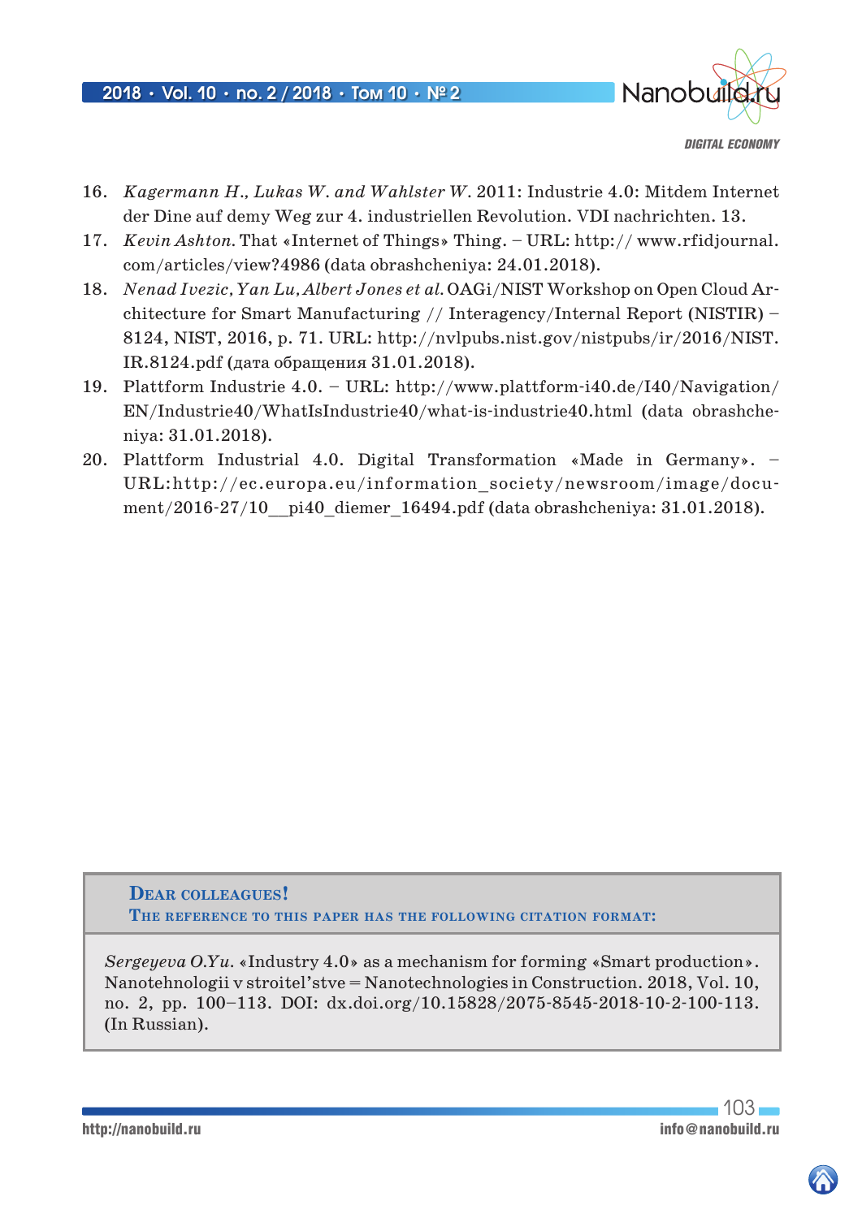16. *Kagermann H., Lukas W. and Wahlster W.* 2011: Industrie 4.0: Mitdem Internet der Dine auf demy Weg zur 4. industriellen Revolution. VDI nachrichten. 13.
17. *Kevin Ashton.* That «Internet of Things» Thing. – URL: http:// www.rfidjournal.com/articles/view?4986 (data obrashcheniya: 24.01.2018).
18. *Nenad Ivezic, Yan Lu, Albert Jones et al.* OAGi/NIST Workshop on Open Cloud Architecture for Smart Manufacturing // Interagency/Internal Report (NISTIR) – 8124, NIST, 2016, p. 71. URL: http://nvlpubs.nist.gov/nistpubs/ir/2016/NIST.IR.8124.pdf (дата обращения 31.01.2018).
19. Plattform Industrie 4.0. – URL: http://www.plattform-i40.de/I40/Navigation/EN/Industrie40/WhatIsIndustrie40/what-is-industrie40.html (data obrashcheniya: 31.01.2018).
20. Plattform Industrial 4.0. Digital Transformation «Made in Germany». – URL:http://ec.europa.eu/information_society/newsroom/image/document/2016-27/10__pi40_diemer_16494.pdf (data obrashcheniya: 31.01.2018).

**Dear colleagues!**
**The reference to this paper has the following citation format:**

*Sergeyeva O.Yu.* «Industry 4.0» as a mechanism for forming «Smart production». Nanotehnologii v stroitel'stve = Nanotechnologies in Construction. 2018, Vol. 10, no. 2, pp. 100–113. DOI: dx.doi.org/10.15828/2075-8545-2018-10-2-100-113. (In Russian).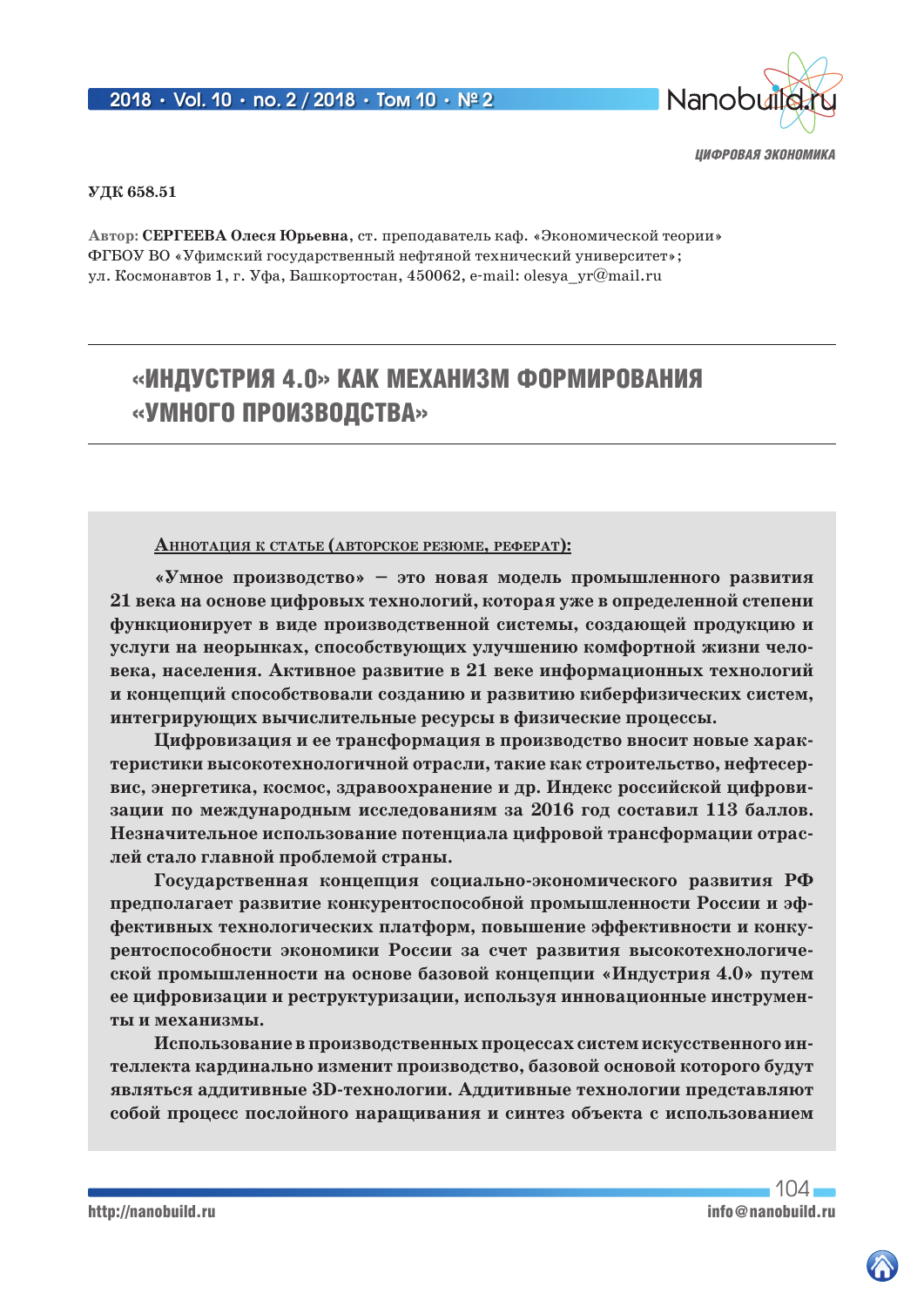УДК 658.51

Автор: **СЕРГЕЕВА Олеся Юрьевна**, ст. преподаватель каф. «Экономической теории» ФГБОУ ВО «Уфимский государственный нефтяной технический университет»; ул. Космонавтов 1, г. Уфа, Башкортостан, 450062, e-mail: olesya_yr@mail.ru

# «ИНДУСТРИЯ 4.0» КАК МЕХАНИЗМ ФОРМИРОВАНИЯ «УМНОГО ПРОИЗВОДСТВА»

**Аннотация к статье (авторское резюме, реферат):**

**«Умное производство» – это новая модель промышленного развития 21 века на основе цифровых технологий, которая уже в определенной степени функционирует в виде производственной системы, создающей продукцию и услуги на неорынках, способствующих улучшению комфортной жизни человека, населения. Активное развитие в 21 веке информационных технологий и концепций способствовали созданию и развитию киберфизических систем, интегрирующих вычислительные ресурсы в физические процессы.**

**Цифровизация и ее трансформация в производство вносит новые характеристики высокотехнологичной отрасли, такие как строительство, нефтесервис, энергетика, космос, здравоохранение и др. Индекс российской цифровизации по международным исследованиям за 2016 год составил 113 баллов. Незначительное использование потенциала цифровой трансформации отраслей стало главной проблемой страны.**

**Государственная концепция социально-экономического развития РФ предполагает развитие конкурентоспособной промышленности России и эффективных технологических платформ, повышение эффективности и конкурентоспособности экономики России за счет развития высокотехнологической промышленности на основе базовой концепции «Индустрия 4.0» путем ее цифровизации и реструктуризации, используя инновационные инструменты и механизмы.**

**Использование в производственных процессах систем искусственного интеллекта кардинально изменит производство, базовой основой которого будут являться аддитивные 3D-технологии. Аддитивные технологии представляют собой процесс послойного наращивания и синтез объекта с использованием**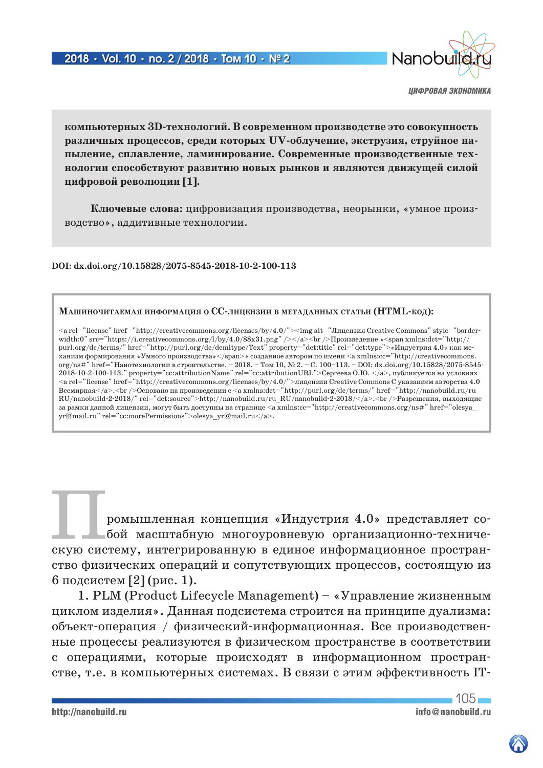**компьютерных 3D-технологий. В современном производстве это совокупность различных процессов, среди которых UV-облучение, экструзия, струйное напыление, сплавление, ламинирование. Современные производственные технологии способствуют развитию новых рынков и являются движущей силой цифровой революции [1].**

**Ключевые слова:** цифровизация производства, неорынки, «умное производство», аддитивные технологии.

**DOI: dx.doi.org/10.15828/2075-8545-2018-10-2-100-113**

**Машиночитаемая информация о CC-лицензии в метаданных статьи (HTML-код):**

<a rel="license" href="http://creativecommons.org/licenses/by/4.0/"><img alt="Лицензия Creative Commons" style="border-width:0" src="https://i.creativecommons.org/l/by/4.0/88x31.png" /></a><br />Произведение «<span xmlns:dct="http://purl.org/dc/terms/" href="http://purl.org/dc/dcmitype/Text" property="dct:title" rel="dct:type">«Индустрия 4.0» как механизм формирования «Умного производства»</span>» созданное автором по имени <a xmlns:cc="http://creativecommons.org/ns#" href="Нанотехнологии в строительстве. – 2018. – Том 10, № 2. – С. 100–113. – DOI: dx.doi.org/10.15828/2075-8545-2018-10-2-100-113." property="cc:attributionName" rel="cc:attributionURL">Сергеева О.Ю. </a>, публикуется на условиях <a rel="license" href="http://creativecommons.org/licenses/by/4.0/">лицензии Creative Commons С указанием авторства 4.0 Всемирная</a>.<br />Основано на произведении с <a xmlns:dct="http://purl.org/dc/terms/" href="http://nanobuild.ru/ru_RU/nanobuild-2-2018/" rel="dct:source">http://nanobuild.ru/ru_RU/nanobuild-2-2018/</a>.<br />Разрешения, выходящие за рамки данной лицензии, могут быть доступны на странице <a xmlns:cc="http://creativecommons.org/ns#" href="olesya_yr@mail.ru" rel="cc:morePermissions">olesya_yr@mail.ru</a>.

Промышленная концепция «Индустрия 4.0» представляет собой масштабную многоуровневую организационно-техническую систему, интегрированную в единое информационное пространство физических операций и сопутствующих процессов, состоящую из 6 подсистем [2] (рис. 1).

1. PLM (Product Lifecycle Management) – «Управление жизненным циклом изделия». Данная подсистема строится на принципе дуализма: объект-операция / физический-информационная. Все производственные процессы реализуются в физическом пространстве в соответствии с операциями, которые происходят в информационном пространстве, т.е. в компьютерных системах. В связи с этим эффективность IT-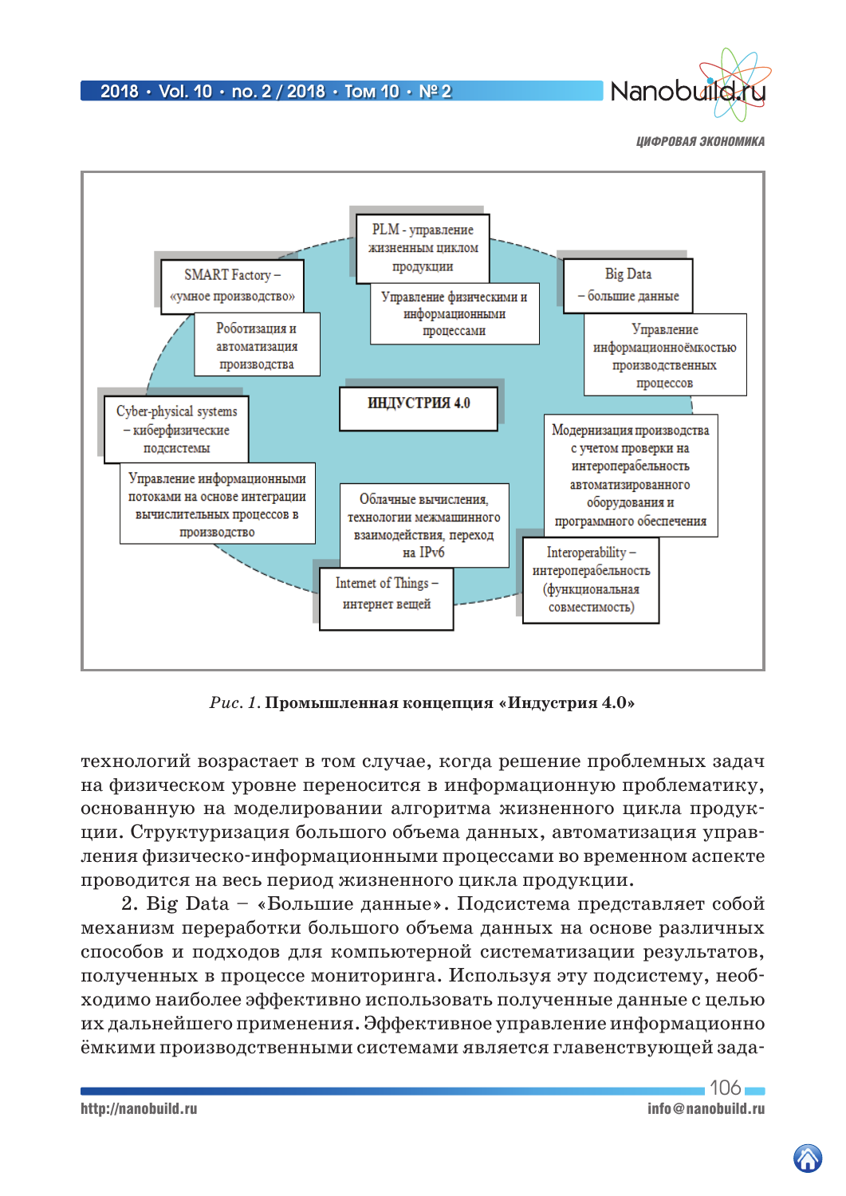- PLM - управление жизненным циклом продукции
- Управление физическими и информационными процессами
- SMART Factory – «умное производство»
- Роботизация и автоматизация производства
- Big Data – большие данные
- Управление информационноёмкостью производственных процессов
- ИНДУСТРИЯ 4.0
- Cyber-physical systems – киберфизические подсистемы
- Управление информационными потоками на основе интеграции вычислительных процессов в производство
- Облачные вычисления, технологии межмашинного взаимодействия, переход на IPv6
- Модернизация производства с учетом проверки на интероперабельность автоматизированного оборудования и программного обеспечения
- Internet of Things – интернет вещей
- Interoperability – интероперабельность (функциональная совместимость)

*Рис. 1.* **Промышленная концепция «Индустрия 4.0»**

технологий возрастает в том случае, когда решение проблемных задач на физическом уровне переносится в информационную проблематику, основанную на моделировании алгоритма жизненного цикла продукции. Структуризация большого объема данных, автоматизация управления физическо-информационными процессами во временном аспекте проводится на весь период жизненного цикла продукции.

2. Big Data – «Большие данные». Подсистема представляет собой механизм переработки большого объема данных на основе различных способов и подходов для компьютерной систематизации результатов, полученных в процессе мониторинга. Используя эту подсистему, необходимо наиболее эффективно использовать полученные данные с целью их дальнейшего применения. Эффективное управление информационно ёмкими производственными системами является главенствующей зада-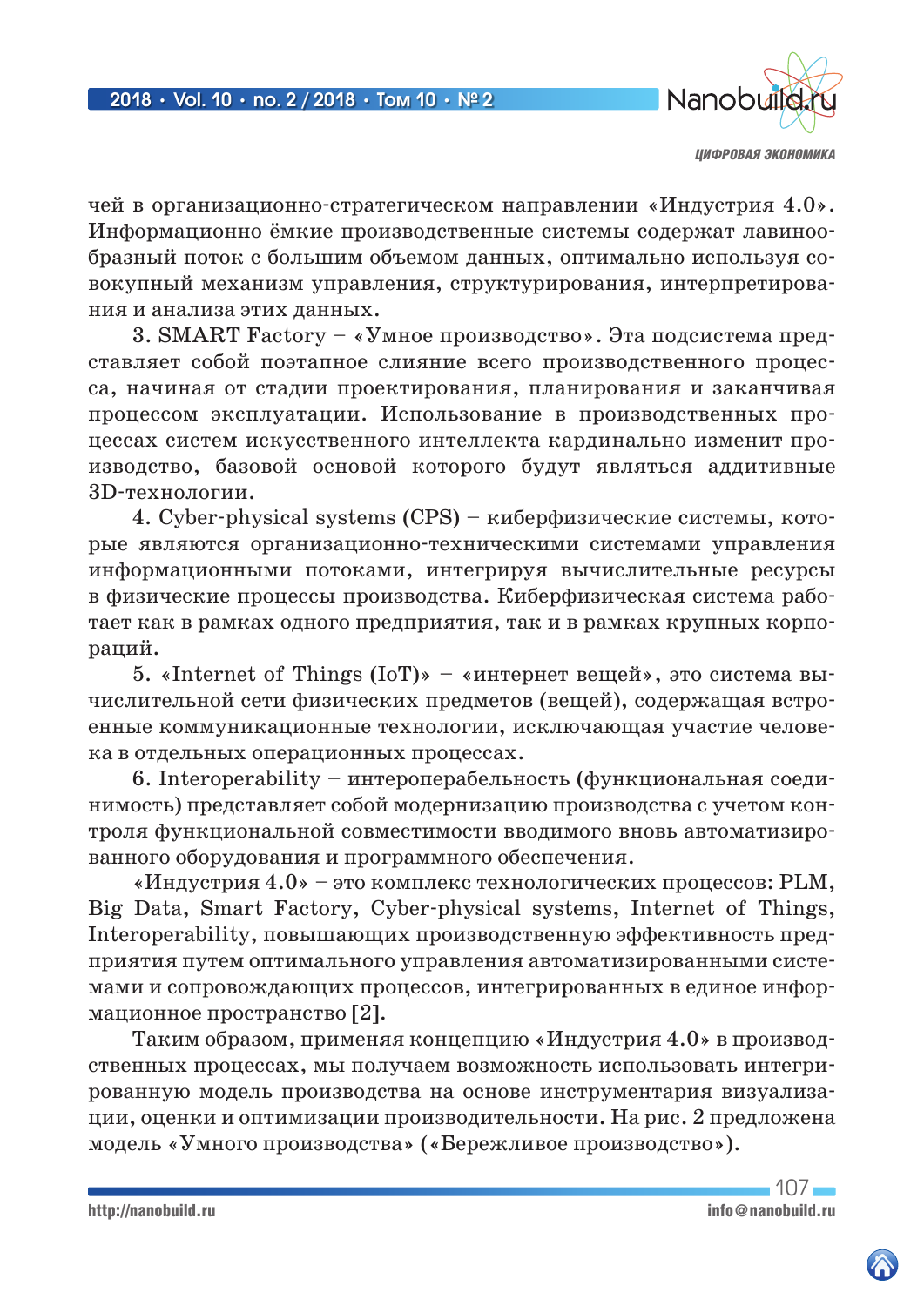чей в организационно-стратегическом направлении «Индустрия 4.0». Информационно ёмкие производственные системы содержат лавинообразный поток с большим объемом данных, оптимально используя совокупный механизм управления, структурирования, интерпретирования и анализа этих данных.

3. SMART Factory – «Умное производство». Эта подсистема представляет собой поэтапное слияние всего производственного процесса, начиная от стадии проектирования, планирования и заканчивая процессом эксплуатации. Использование в производственных процессах систем искусственного интеллекта кардинально изменит производство, базовой основой которого будут являться аддитивные 3D-технологии.

4. Cyber-physical systems (CPS) – киберфизические системы, которые являются организационно-техническими системами управления информационными потоками, интегрируя вычислительные ресурсы в физические процессы производства. Киберфизическая система работает как в рамках одного предприятия, так и в рамках крупных корпораций.

5. «Internet of Things (IoT)» – «интернет вещей», это система вычислительной сети физических предметов (вещей), содержащая встроенные коммуникационные технологии, исключающая участие человека в отдельных операционных процессах.

6. Interoperability – интероперабельность (функциональная соединимость) представляет собой модернизацию производства с учетом контроля функциональной совместимости вводимого вновь автоматизированного оборудования и программного обеспечения.

«Индустрия 4.0» – это комплекс технологических процессов: PLM, Big Data, Smart Factory, Cyber-physical systems, Internet of Things, Interoperability, повышающих производственную эффективность предприятия путем оптимального управления автоматизированными системами и сопровождающих процессов, интегрированных в единое информационное пространство [2].

Таким образом, применяя концепцию «Индустрия 4.0» в производственных процессах, мы получаем возможность использовать интегрированную модель производства на основе инструментария визуализации, оценки и оптимизации производительности. На рис. 2 предложена модель «Умного производства» («Бережливое производство»).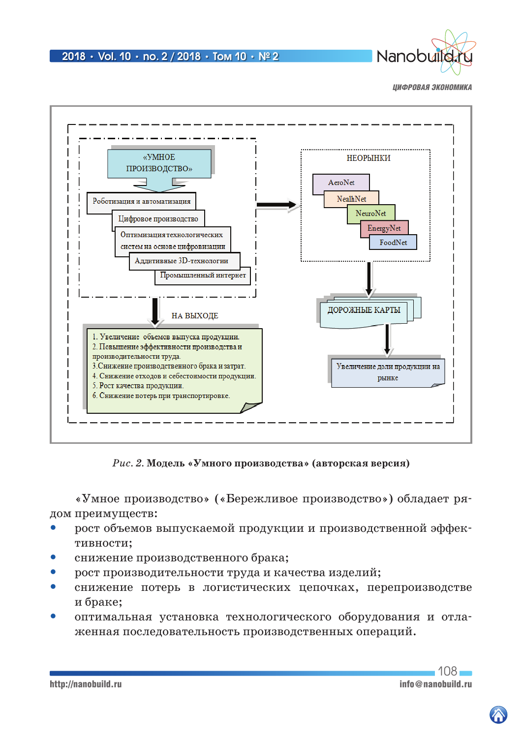«УМНОЕ ПРОИЗВОДСТВО»

Роботизация и автоматизация

Цифровое производство

Оптимизация технологических систем на основе цифровизации

Аддитивные 3D-технологии

Промышленный интернет

НЕОРЫНКИ

AeroNet

NealhNet

NeuroNet

EnergyNet

FoodNet

НА ВЫХОДЕ

1. Увеличение объемов выпуска продукции.
2. Повышение эффективности производства и производительности труда.
3. Снижение производственного брака и затрат.
4. Снижение отходов и себестоимости продукции.
5. Рост качества продукции.
6. Снижение потерь при транспортировке.

ДОРОЖНЫЕ КАРТЫ

Увеличение доли продукции на рынке

*Рис. 2.* **Модель «Умного производства» (авторская версия)**

«Умное производство» («Бережливое производство») обладает рядом преимуществ:

- рост объемов выпускаемой продукции и производственной эффективности;
- снижение производственного брака;
- рост производительности труда и качества изделий;
- снижение потерь в логистических цепочках, перепроизводстве и браке;
- оптимальная установка технологического оборудования и отлаженная последовательность производственных операций.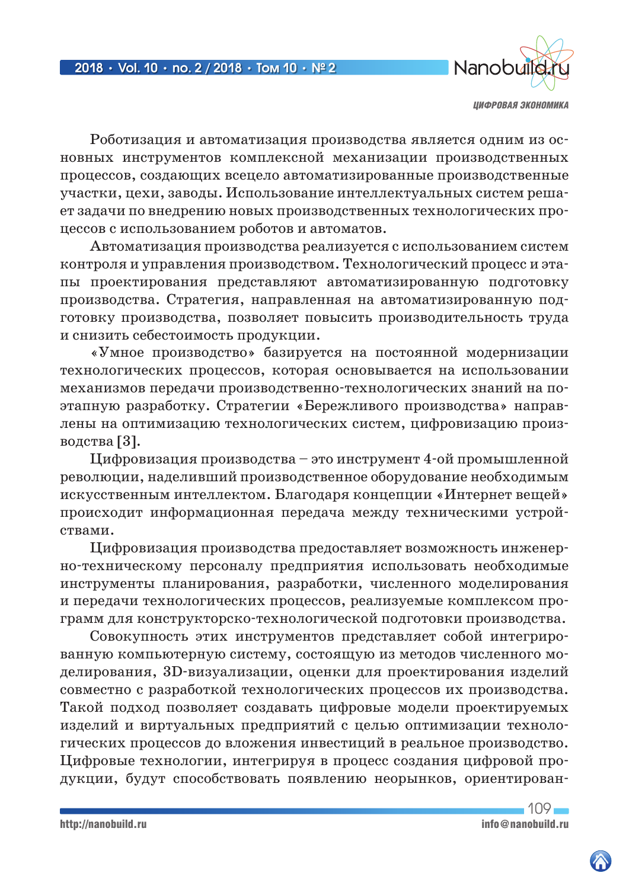Роботизация и автоматизация производства является одним из основных инструментов комплексной механизации производственных процессов, создающих всецело автоматизированные производственные участки, цехи, заводы. Использование интеллектуальных систем решает задачи по внедрению новых производственных технологических процессов с использованием роботов и автоматов.

Автоматизация производства реализуется с использованием систем контроля и управления производством. Технологический процесс и этапы проектирования представляют автоматизированную подготовку производства. Стратегия, направленная на автоматизированную подготовку производства, позволяет повысить производительность труда и снизить себестоимость продукции.

«Умное производство» базируется на постоянной модернизации технологических процессов, которая основывается на использовании механизмов передачи производственно-технологических знаний на поэтапную разработку. Стратегии «Бережливого производства» направлены на оптимизацию технологических систем, цифровизацию производства [3].

Цифровизация производства – это инструмент 4-ой промышленной революции, наделивший производственное оборудование необходимым искусственным интеллектом. Благодаря концепции «Интернет вещей» происходит информационная передача между техническими устройствами.

Цифровизация производства предоставляет возможность инженерно-техническому персоналу предприятия использовать необходимые инструменты планирования, разработки, численного моделирования и передачи технологических процессов, реализуемые комплексом программ для конструкторско-технологической подготовки производства.

Совокупность этих инструментов представляет собой интегрированную компьютерную систему, состоящую из методов численного моделирования, 3D-визуализации, оценки для проектирования изделий совместно с разработкой технологических процессов их производства. Такой подход позволяет создавать цифровые модели проектируемых изделий и виртуальных предприятий с целью оптимизации технологических процессов до вложения инвестиций в реальное производство. Цифровые технологии, интегрируя в процесс создания цифровой продукции, будут способствовать появлению неорынков, ориентирован-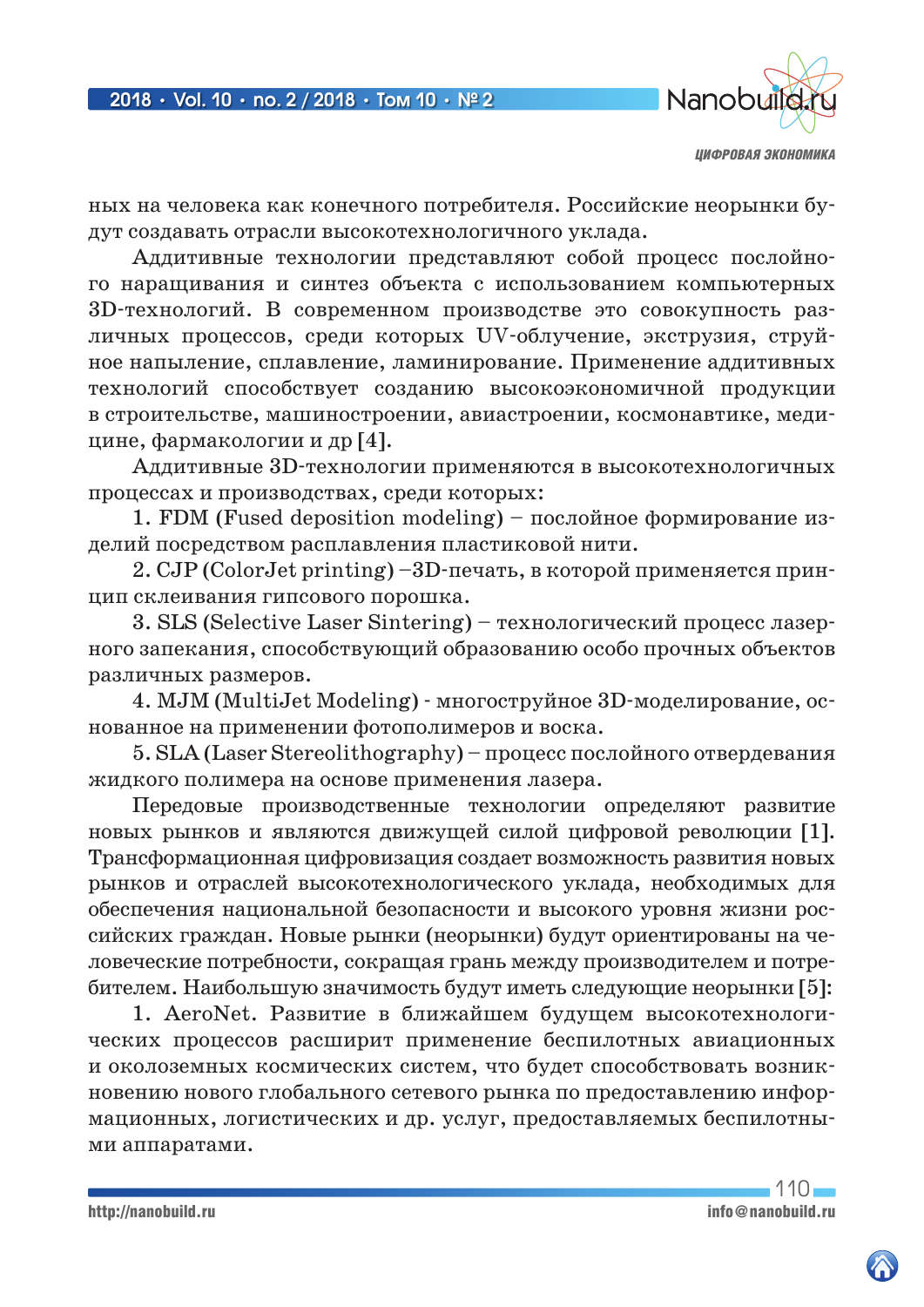ных на человека как конечного потребителя. Российские неорынки будут создавать отрасли высокотехнологичного уклада.

Аддитивные технологии представляют собой процесс послойного наращивания и синтез объекта с использованием компьютерных 3D-технологий. В современном производстве это совокупность различных процессов, среди которых UV-облучение, экструзия, струйное напыление, сплавление, ламинирование. Применение аддитивных технологий способствует созданию высокоэкономичной продукции в строительстве, машиностроении, авиастроении, космонавтике, медицине, фармакологии и др [4].

Аддитивные 3D-технологии применяются в высокотехнологичных процессах и производствах, среди которых:

1. FDM (Fused deposition modeling) – послойное формирование изделий посредством расплавления пластиковой нити.
2. CJP (ColorJet printing) –3D-печать, в которой применяется принцип склеивания гипсового порошка.
3. SLS (Selective Laser Sintering) – технологический процесс лазерного запекания, способствующий образованию особо прочных объектов различных размеров.
4. MJM (MultiJet Modeling) - многоструйное 3D-моделирование, основанное на применении фотополимеров и воска.
5. SLA (Laser Stereolithography) – процесс послойного отвердевания жидкого полимера на основе применения лазера.

Передовые производственные технологии определяют развитие новых рынков и являются движущей силой цифровой революции [1]. Трансформационная цифровизация создает возможность развития новых рынков и отраслей высокотехнологического уклада, необходимых для обеспечения национальной безопасности и высокого уровня жизни российских граждан. Новые рынки (неорынки) будут ориентированы на человеческие потребности, сокращая грань между производителем и потребителем. Наибольшую значимость будут иметь следующие неорынки [5]:

1. AeroNet. Развитие в ближайшем будущем высокотехнологических процессов расширит применение беспилотных авиационных и околоземных космических систем, что будет способствовать возникновению нового глобального сетевого рынка по предоставлению информационных, логистических и др. услуг, предоставляемых беспилотными аппаратами.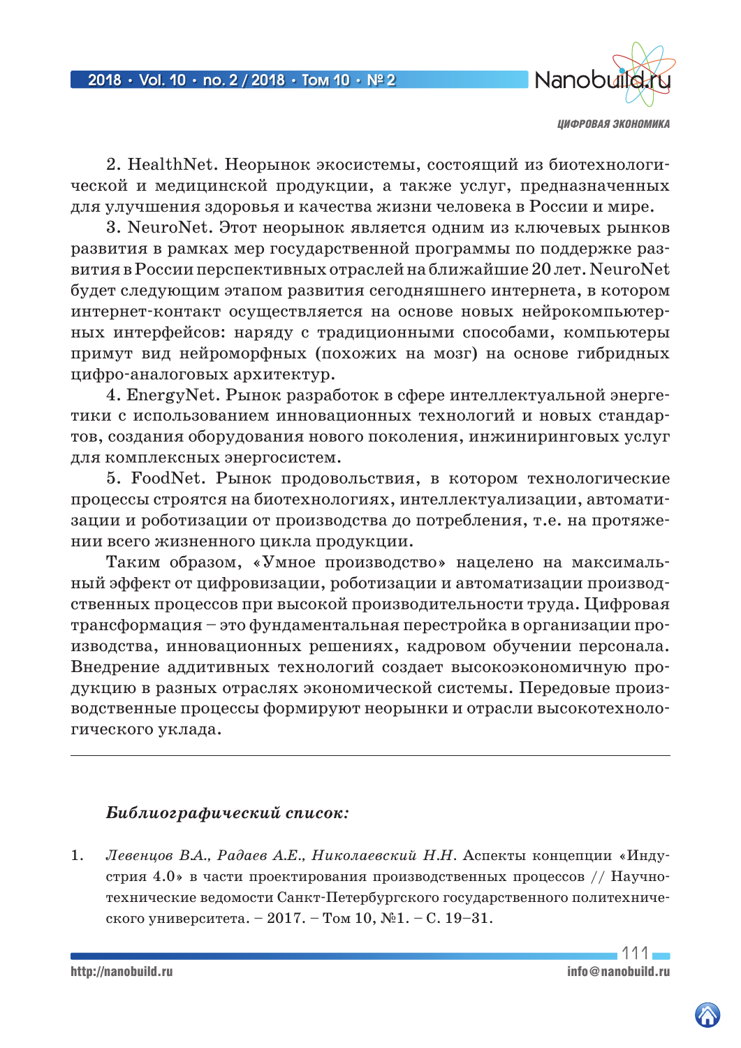2. HealthNet. Неорынок экосистемы, состоящий из биотехнологической и медицинской продукции, а также услуг, предназначенных для улучшения здоровья и качества жизни человека в России и мире.

3. NeuroNet. Этот неорынок является одним из ключевых рынков развития в рамках мер государственной программы по поддержке развития в России перспективных отраслей на ближайшие 20 лет. NeuroNet будет следующим этапом развития сегодняшнего интернета, в котором интернет-контакт осуществляется на основе новых нейрокомпьютерных интерфейсов: наряду с традиционными способами, компьютеры примут вид нейроморфных (похожих на мозг) на основе гибридных цифро-аналоговых архитектур.

4. EnergyNet. Рынок разработок в сфере интеллектуальной энергетики с использованием инновационных технологий и новых стандартов, создания оборудования нового поколения, инжиниринговых услуг для комплексных энергосистем.

5. FoodNet. Рынок продовольствия, в котором технологические процессы строятся на биотехнологиях, интеллектуализации, автоматизации и роботизации от производства до потребления, т.е. на протяжении всего жизненного цикла продукции.

Таким образом, «Умное производство» нацелено на максимальный эффект от цифровизации, роботизации и автоматизации производственных процессов при высокой производительности труда. Цифровая трансформация – это фундаментальная перестройка в организации производства, инновационных решениях, кадровом обучении персонала. Внедрение аддитивных технологий создает высокоэкономичную продукцию в разных отраслях экономической системы. Передовые производственные процессы формируют неорынки и отрасли высокотехнологического уклада.

---

***Библиографический список:***

1. *Левенцов В.А., Радаев А.Е., Николаевский Н.Н.* Аспекты концепции «Индустрия 4.0» в части проектирования производственных процессов // Научно-технические ведомости Санкт-Петербургского государственного политехнического университета. – 2017. – Том 10, №1. – С. 19–31.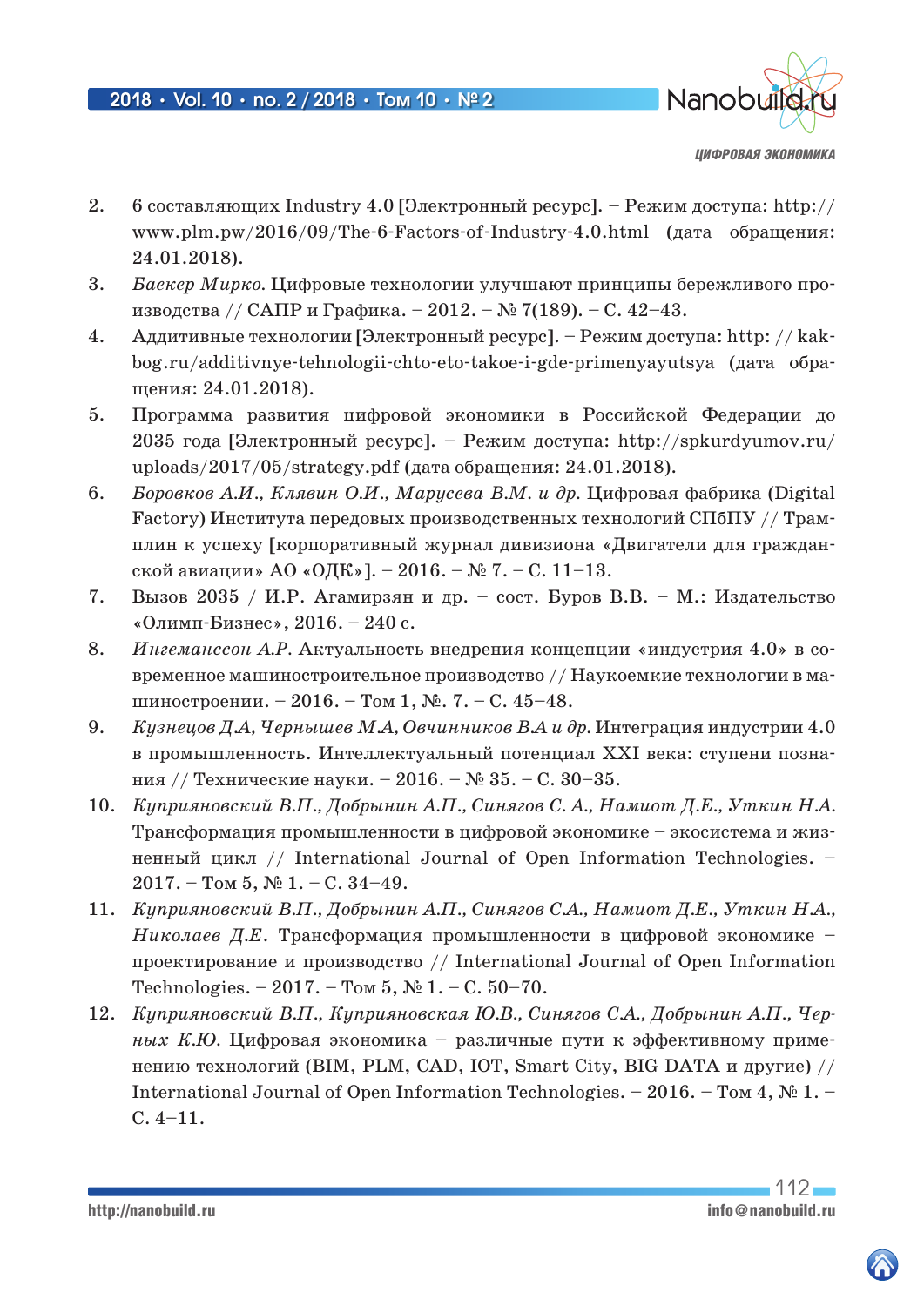2. 6 составляющих Industry 4.0 [Электронный ресурс]. – Режим доступа: http://www.plm.pw/2016/09/The-6-Factors-of-Industry-4.0.html (дата обращения: 24.01.2018).
3. *Баекер Мирко.* Цифровые технологии улучшают принципы бережливого производства // САПР и Графика. – 2012. – № 7(189). – С. 42–43.
4. Аддитивные технологии [Электронный ресурс]. – Режим доступа: http: // kak-bog.ru/additivnye-tehnologii-chto-eto-takoe-i-gde-primenyayutsya (дата обращения: 24.01.2018).
5. Программа развития цифровой экономики в Российской Федерации до 2035 года [Электронный ресурс]. – Режим доступа: http://spkurdyumov.ru/uploads/2017/05/strategy.pdf (дата обращения: 24.01.2018).
6. *Боровков А.И., Клявин О.И., Марусева В.М. и др.* Цифровая фабрика (Digital Factory) Института передовых производственных технологий СПбПУ // Трамплин к успеху [корпоративный журнал дивизиона «Двигатели для гражданской авиации» АО «ОДК»]. – 2016. – № 7. – С. 11–13.
7. Вызов 2035 / И.Р. Агамирзян и др. – сост. Буров В.В. – М.: Издательство «Олимп-Бизнес», 2016. – 240 с.
8. *Ингеманссон А.Р.* Актуальность внедрения концепции «индустрия 4.0» в современное машиностроительное производство // Наукоемкие технологии в машиностроении. – 2016. – Том 1, №. 7. – С. 45–48.
9. *Кузнецов Д.А, Чернышев М.А, Овчинников В.А и др.* Интеграция индустрии 4.0 в промышленность. Интеллектуальный потенциал XXI века: ступени познания // Технические науки. – 2016. – № 35. – С. 30–35.
10. *Куприяновский В.П., Добрынин А.П., Синягов С. А., Намиот Д.Е., Уткин Н.А.* Трансформация промышленности в цифровой экономике – экосистема и жизненный цикл // International Journal of Open Information Technologies. – 2017. – Том 5, № 1. – С. 34–49.
11. *Куприяновский В.П., Добрынин А.П., Синягов С.А., Намиот Д.Е., Уткин Н.А., Николаев Д.Е.* Трансформация промышленности в цифровой экономике – проектирование и производство // International Journal of Open Information Technologies. – 2017. – Том 5, № 1. – С. 50–70.
12. *Куприяновский В.П., Куприяновская Ю.В., Синягов С.А., Добрынин А.П., Черных К.Ю.* Цифровая экономика – различные пути к эффективному применению технологий (BIM, PLM, CAD, IOT, Smart City, BIG DATA и другие) // International Journal of Open Information Technologies. – 2016. – Том 4, № 1. – С. 4–11.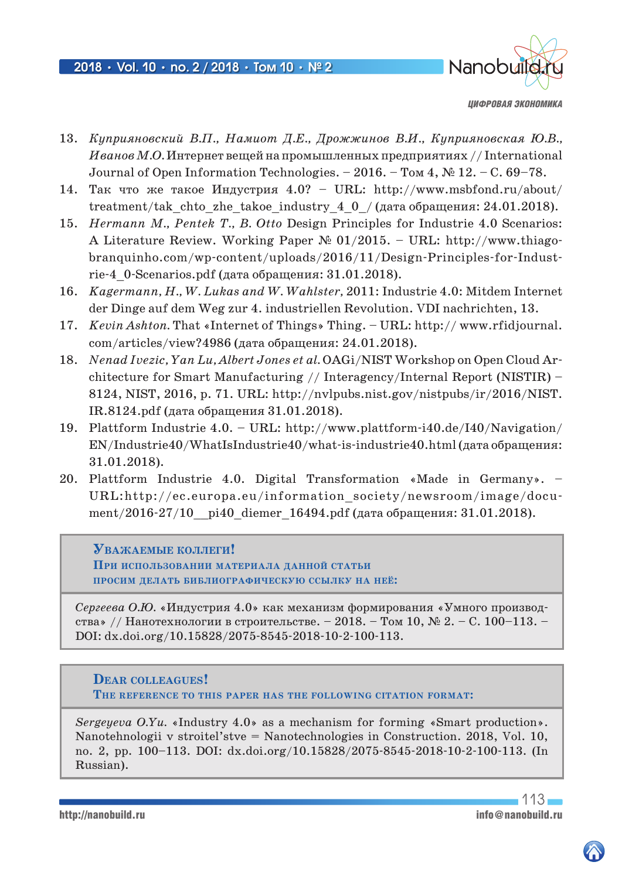13. *Куприяновский В.П., Намиот Д.Е., Дрожжинов В.И., Куприяновская Ю.В., Иванов М.О.* Интернет вещей на промышленных предприятиях // International Journal of Open Information Technologies. – 2016. – Том 4, № 12. – С. 69–78.
14. Так что же такое Индустрия 4.0? – URL: http://www.msbfond.ru/about/treatment/tak_chto_zhe_takoe_industry_4_0_/ (дата обращения: 24.01.2018).
15. *Hermann M., Pentek T., B. Otto* Design Principles for Industrie 4.0 Scenarios: A Literature Review. Working Paper № 01/2015. – URL: http://www.thiago-branquinho.com/wp-content/uploads/2016/11/Design-Principles-for-Industrie-4_0-Scenarios.pdf (дата обращения: 31.01.2018).
16. *Kagermann, H., W. Lukas and W. Wahlster,* 2011: Industrie 4.0: Mitdem Internet der Dinge auf dem Weg zur 4. industriellen Revolution. VDI nachrichten, 13.
17. *Kevin Ashton.* That «Internet of Things» Thing. – URL: http:// www.rfidjournal.com/articles/view?4986 (дата обращения: 24.01.2018).
18. *Nenad Ivezic, Yan Lu, Albert Jones et al.* OAGi/NIST Workshop on Open Cloud Architecture for Smart Manufacturing // Interagency/Internal Report (NISTIR) – 8124, NIST, 2016, p. 71. URL: http://nvlpubs.nist.gov/nistpubs/ir/2016/NIST.IR.8124.pdf (дата обращения 31.01.2018).
19. Plattform Industrie 4.0. – URL: http://www.plattform-i40.de/I40/Navigation/EN/Industrie40/WhatIsIndustrie40/what-is-industrie40.html (дата обращения: 31.01.2018).
20. Plattform Industrie 4.0. Digital Transformation «Made in Germany». – URL:http://ec.europa.eu/information_society/newsroom/image/document/2016-27/10__pi40_diemer_16494.pdf (дата обращения: 31.01.2018).

**Уважаемые коллеги!**
**При использовании материала данной статьи просим делать библиографическую ссылку на неё:**

*Сергеева О.Ю.* «Индустрия 4.0» как механизм формирования «Умного производства» // Нанотехнологии в строительстве. – 2018. – Том 10, № 2. – С. 100–113. – DOI: dx.doi.org/10.15828/2075-8545-2018-10-2-100-113.

**Dear colleagues!**
**The reference to this paper has the following citation format:**

*Sergeyeva O.Yu.* «Industry 4.0» as a mechanism for forming «Smart production». Nanotehnologii v stroitel'stve = Nanotechnologies in Construction. 2018, Vol. 10, no. 2, pp. 100–113. DOI: dx.doi.org/10.15828/2075-8545-2018-10-2-100-113. (In Russian).